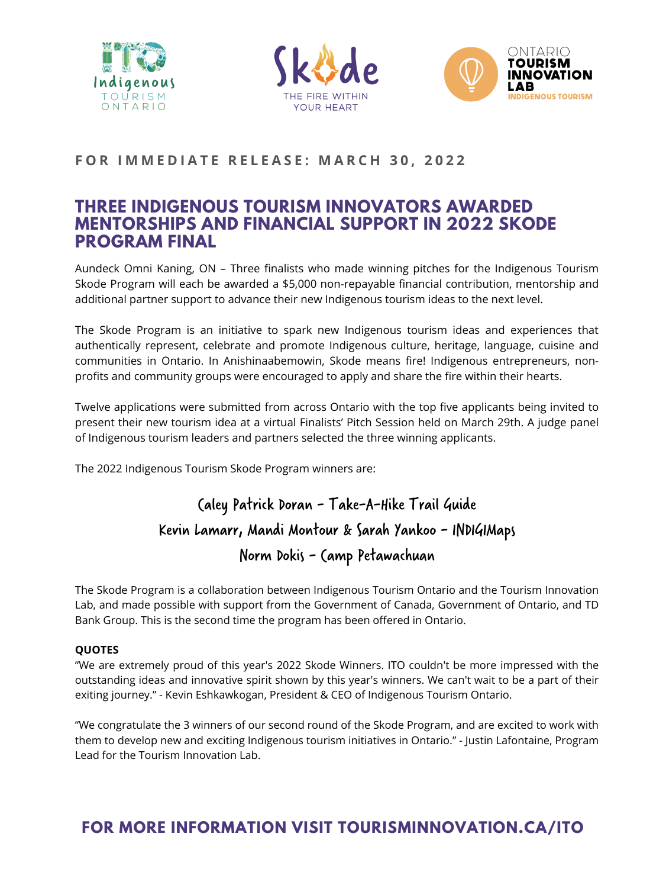Indigenous TOURISM ONTARIO

Skode THE FIRE WITHIN YOUR HEART

ONTARIO TOURISM INNOVATION LAB INDIGENOUS TOURISM

**FOR IMMEDIATE RELEASE: MARCH 30, 2022**

# THREE INDIGENOUS TOURISM INNOVATORS AWARDED MENTORSHIPS AND FINANCIAL SUPPORT IN 2022 SKODE PROGRAM FINAL

Aundeck Omni Kaning, ON – Three finalists who made winning pitches for the Indigenous Tourism Skode Program will each be awarded a $5,000 non-repayable financial contribution, mentorship and additional partner support to advance their new Indigenous tourism ideas to the next level.

The Skode Program is an initiative to spark new Indigenous tourism ideas and experiences that authentically represent, celebrate and promote Indigenous culture, heritage, language, cuisine and communities in Ontario. In Anishinaabemowin, Skode means fire! Indigenous entrepreneurs, non-profits and community groups were encouraged to apply and share the fire within their hearts.

Twelve applications were submitted from across Ontario with the top five applicants being invited to present their new tourism idea at a virtual Finalists' Pitch Session held on March 29th. A judge panel of Indigenous tourism leaders and partners selected the three winning applicants.

The 2022 Indigenous Tourism Skode Program winners are:

Caley Patrick Doran - Take-A-Hike Trail Guide

Kevin Lamarr, Mandi Montour & Sarah Yankoo - INDIGIMaps

Norm Dokis - Camp Petawachuan

The Skode Program is a collaboration between Indigenous Tourism Ontario and the Tourism Innovation Lab, and made possible with support from the Government of Canada, Government of Ontario, and TD Bank Group. This is the second time the program has been offered in Ontario.

**QUOTES**

"We are extremely proud of this year's 2022 Skode Winners. ITO couldn't be more impressed with the outstanding ideas and innovative spirit shown by this year's winners. We can't wait to be a part of their exiting journey." - Kevin Eshkawkogan, President & CEO of Indigenous Tourism Ontario.

"We congratulate the 3 winners of our second round of the Skode Program, and are excited to work with them to develop new and exciting Indigenous tourism initiatives in Ontario." - Justin Lafontaine, Program Lead for the Tourism Innovation Lab.

## FOR MORE INFORMATION VISIT TOURISMINNOVATION.CA/ITO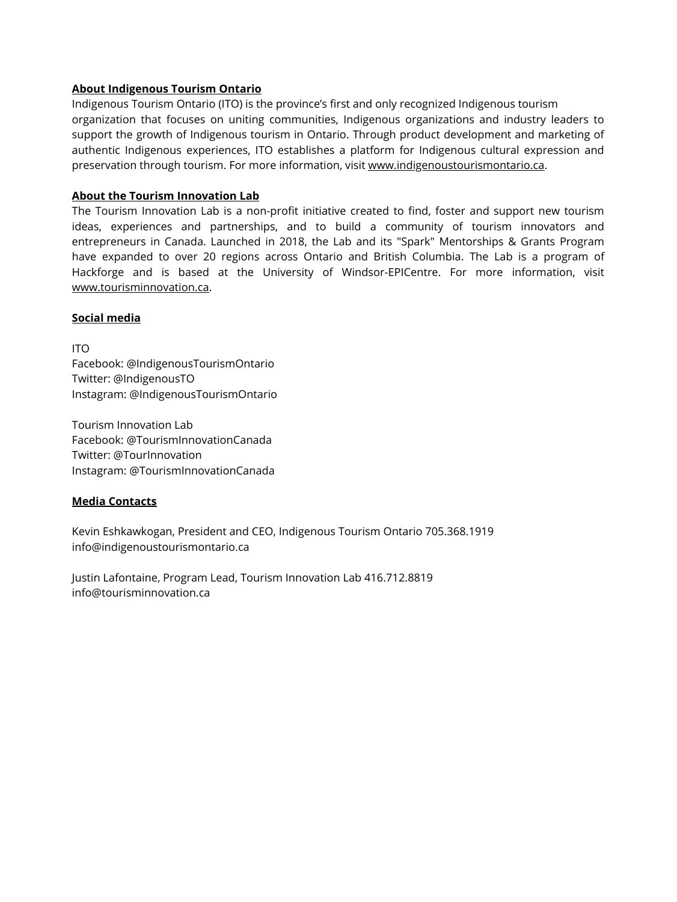**About Indigenous Tourism Ontario**

Indigenous Tourism Ontario (ITO) is the province's first and only recognized Indigenous tourism organization that focuses on uniting communities, Indigenous organizations and industry leaders to support the growth of Indigenous tourism in Ontario. Through product development and marketing of authentic Indigenous experiences, ITO establishes a platform for Indigenous cultural expression and preservation through tourism. For more information, visit www.indigenoustourismontario.ca.

**About the Tourism Innovation Lab**

The Tourism Innovation Lab is a non-profit initiative created to find, foster and support new tourism ideas, experiences and partnerships, and to build a community of tourism innovators and entrepreneurs in Canada. Launched in 2018, the Lab and its "Spark" Mentorships & Grants Program have expanded to over 20 regions across Ontario and British Columbia. The Lab is a program of Hackforge and is based at the University of Windsor-EPICentre. For more information, visit www.tourisminnovation.ca.

**Social media**

ITO
Facebook: @IndigenousTourismOntario
Twitter: @IndigenousTO
Instagram: @IndigenousTourismOntario

Tourism Innovation Lab
Facebook: @TourismInnovationCanada
Twitter: @TourInnovation
Instagram: @TourismInnovationCanada

**Media Contacts**

Kevin Eshkawkogan, President and CEO, Indigenous Tourism Ontario 705.368.1919
info@indigenoustourismontario.ca

Justin Lafontaine, Program Lead, Tourism Innovation Lab 416.712.8819
info@tourisminnovation.ca